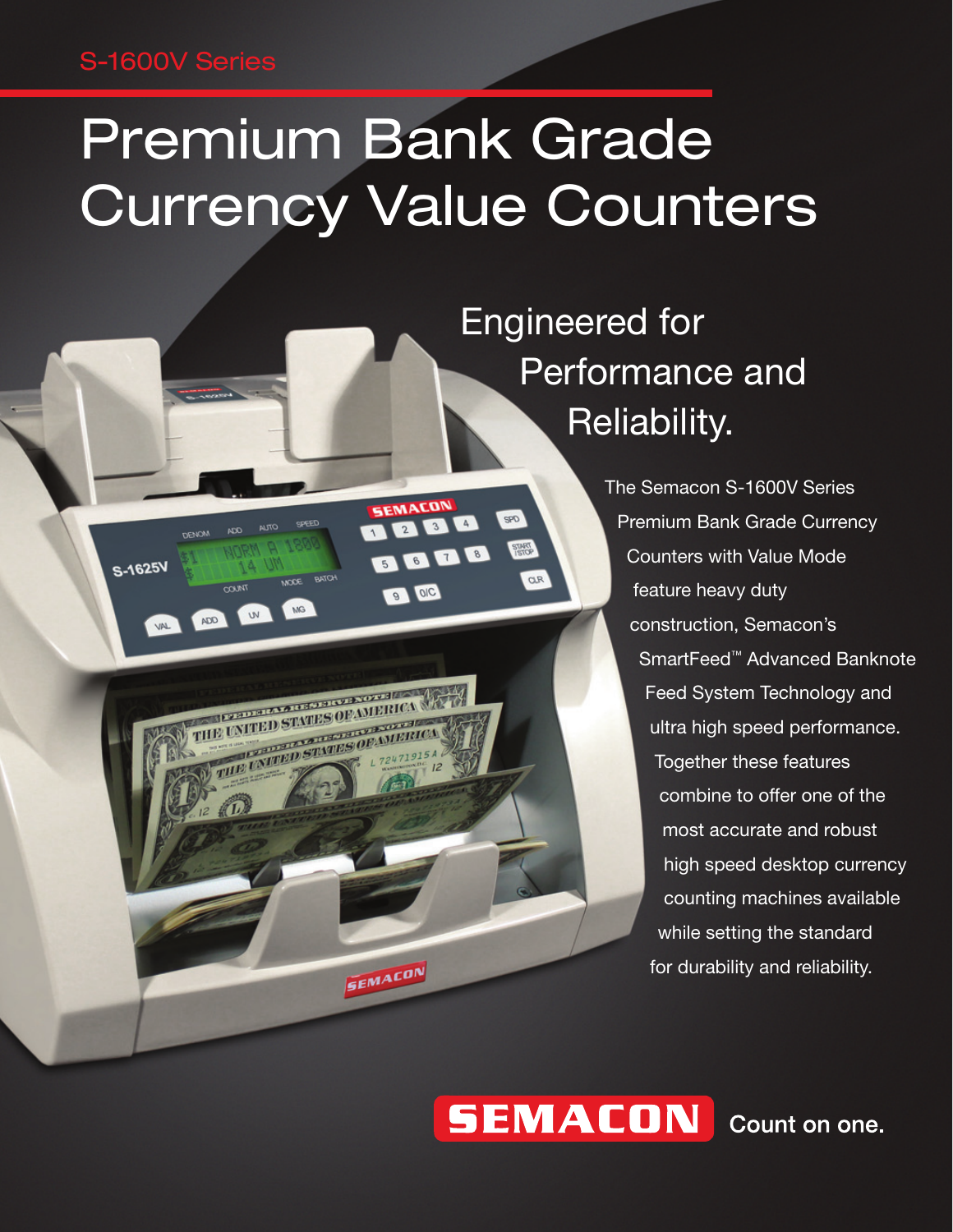S-1600V Series

# Premium Bank Grade Currency Value Counters

## Engineered for Performance and Reliability.

The Semacon S-1600V Series Premium Bank Grade Currency Counters with Value Mode feature heavy duty construction, Semacon's SmartFeed™ Advanced Banknote Feed System Technology and ultra high speed performance. Together these features combine to offer one of the most accurate and robust high speed desktop currency counting machines available while setting the standard for durability and reliability.

**SEMACON** Count on one.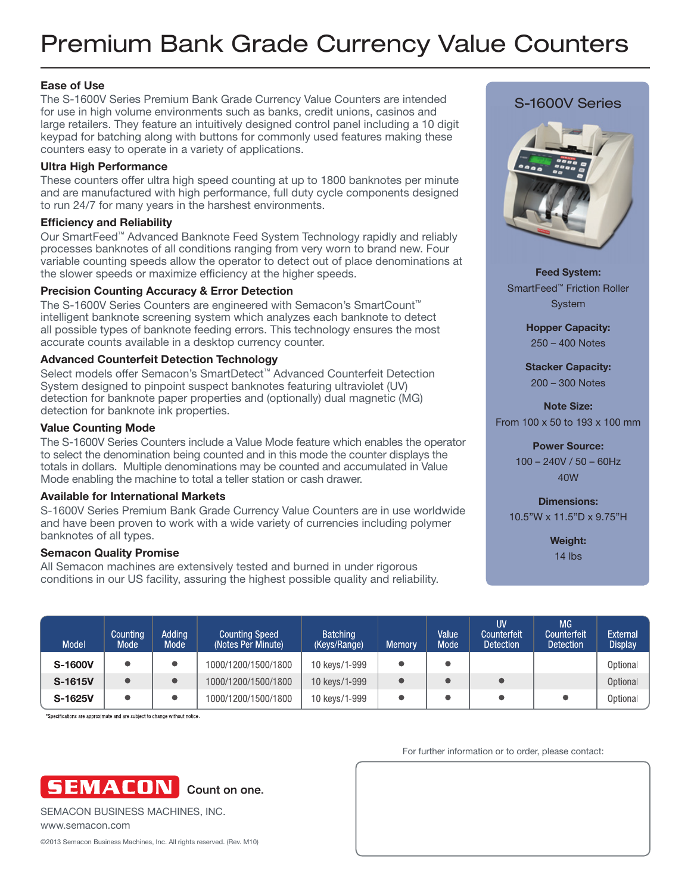# Premium Bank Grade Currency Value Counters

### Ease of Use

The S-1600V Series Premium Bank Grade Currency Value Counters are intended for use in high volume environments such as banks, credit unions, casinos and large retailers. They feature an intuitively designed control panel including a 10 digit keypad for batching along with buttons for commonly used features making these counters easy to operate in a variety of applications.

### Ultra High Performance

These counters offer ultra high speed counting at up to 1800 banknotes per minute and are manufactured with high performance, full duty cycle components designed to run 24/7 for many years in the harshest environments.

### Efficiency and Reliability

Our SmartFeed™ Advanced Banknote Feed System Technology rapidly and reliably processes banknotes of all conditions ranging from very worn to brand new. Four variable counting speeds allow the operator to detect out of place denominations at the slower speeds or maximize efficiency at the higher speeds.

### Precision Counting Accuracy & Error Detection

The S-1600V Series Counters are engineered with Semacon's SmartCount™ intelligent banknote screening system which analyzes each banknote to detect all possible types of banknote feeding errors. This technology ensures the most accurate counts available in a desktop currency counter.

### Advanced Counterfeit Detection Technology

Select models offer Semacon's SmartDetect™ Advanced Counterfeit Detection System designed to pinpoint suspect banknotes featuring ultraviolet (UV) detection for banknote paper properties and (optionally) dual magnetic (MG) detection for banknote ink properties.

### Value Counting Mode

The S-1600V Series Counters include a Value Mode feature which enables the operator to select the denomination being counted and in this mode the counter displays the totals in dollars. Multiple denominations may be counted and accumulated in Value Mode enabling the machine to total a teller station or cash drawer.

### Available for International Markets

S-1600V Series Premium Bank Grade Currency Value Counters are in use worldwide and have been proven to work with a wide variety of currencies including polymer banknotes of all types.

### Semacon Quality Promise

All Semacon machines are extensively tested and burned in under rigorous conditions in our US facility, assuring the highest possible quality and reliability.

## S-1600V Series

**Feed System:**
SmartFeed™ Friction Roller System

**Hopper Capacity:**
250 – 400 Notes

**Stacker Capacity:**
200 – 300 Notes

**Note Size:**
From 100 x 50 to 193 x 100 mm

**Power Source:**
100 – 240V / 50 – 60Hz
40W

**Dimensions:**
10.5"W x 11.5"D x 9.75"H

**Weight:**
14 lbs

| Model | Counting Mode | Adding Mode | Counting Speed (Notes Per Minute) | Batching (Keys/Range) | Memory | Value Mode | UV Counterfeit Detection | MG Counterfeit Detection | External Display |
|---|---|---|---|---|---|---|---|---|---|
| **S-1600V** | ● | ● | 1000/1200/1500/1800 | 10 keys/1-999 | ● | ● | | | Optional |
| **S-1615V** | ● | ● | 1000/1200/1500/1800 | 10 keys/1-999 | ● | ● | ● | | Optional |
| **S-1625V** | ● | ● | 1000/1200/1500/1800 | 10 keys/1-999 | ● | ● | ● | ● | Optional |

*Specifications are approximate and are subject to change without notice.

For further information or to order, please contact:

**SEMACON** Count on one.

SEMACON BUSINESS MACHINES, INC.
www.semacon.com

©2013 Semacon Business Machines, Inc. All rights reserved. (Rev. M10)